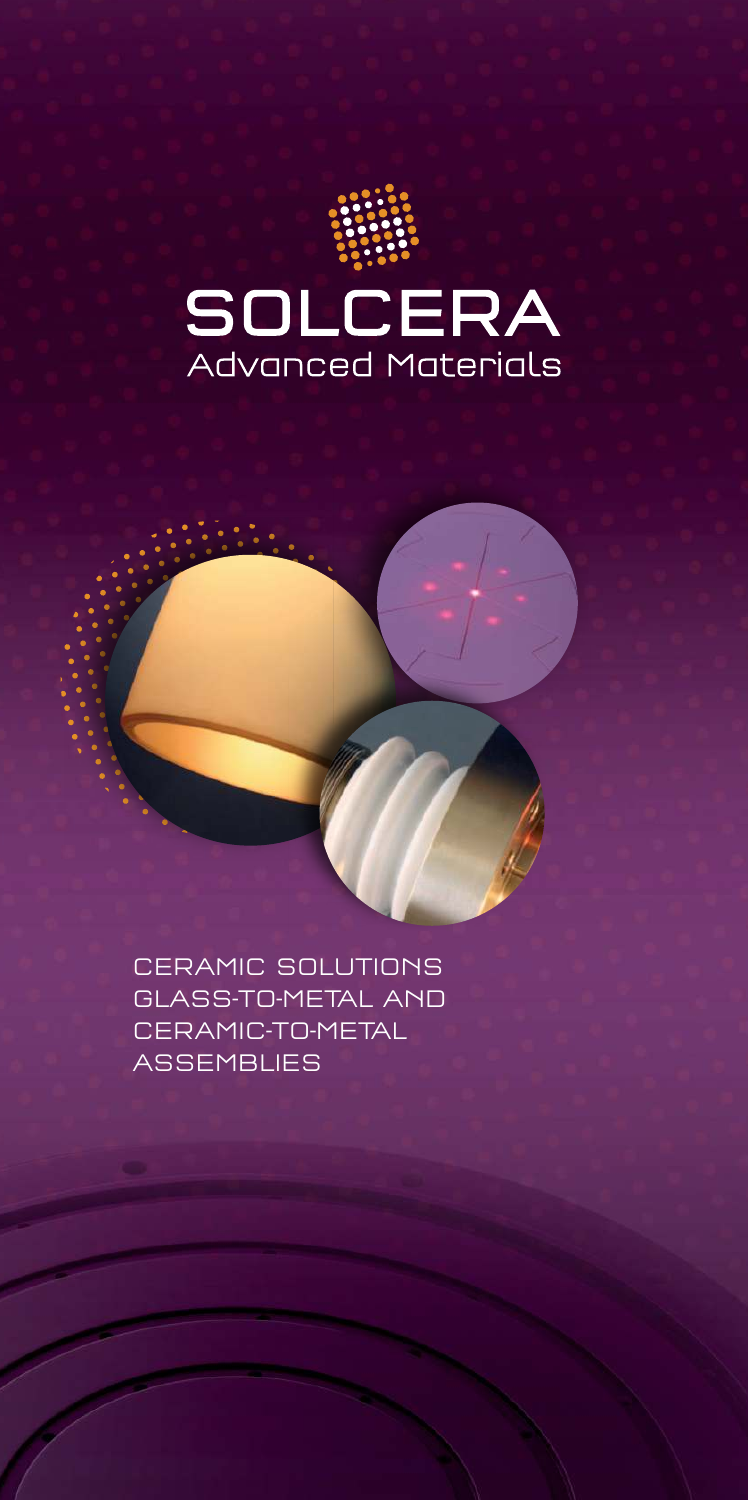# SOLCERA

## Advanced Materials

CERAMIC SOLUTIONS
GLASS-TO-METAL AND
CERAMIC-TO-METAL
ASSEMBLIES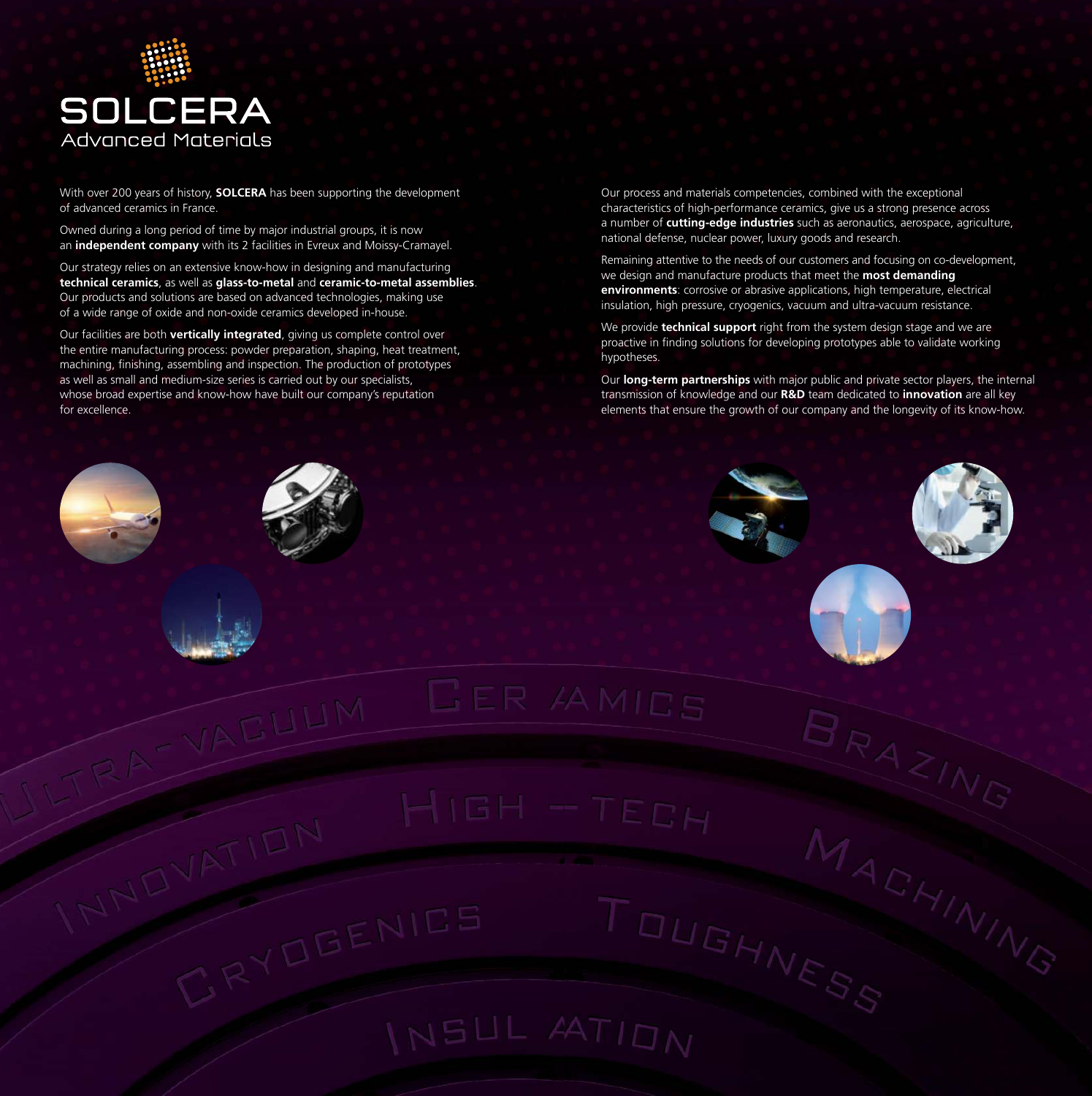# SOLCERA

## Advanced Materials

With over 200 years of history, **SOLCERA** has been supporting the development of advanced ceramics in France.

Owned during a long period of time by major industrial groups, it is now an **independent company** with its 2 facilities in Evreux and Moissy-Cramayel.

Our strategy relies on an extensive know-how in designing and manufacturing **technical ceramics**, as well as **glass-to-metal** and **ceramic-to-metal assemblies**. Our products and solutions are based on advanced technologies, making use of a wide range of oxide and non-oxide ceramics developed in-house.

Our facilities are both **vertically integrated**, giving us complete control over the entire manufacturing process: powder preparation, shaping, heat treatment, machining, finishing, assembling and inspection. The production of prototypes as well as small and medium-size series is carried out by our specialists, whose broad expertise and know-how have built our company's reputation for excellence.

Our process and materials competencies, combined with the exceptional characteristics of high-performance ceramics, give us a strong presence across a number of **cutting-edge industries** such as aeronautics, aerospace, agriculture, national defense, nuclear power, luxury goods and research.

Remaining attentive to the needs of our customers and focusing on co-development, we design and manufacture products that meet the **most demanding environments**: corrosive or abrasive applications, high temperature, electrical insulation, high pressure, cryogenics, vacuum and ultra-vacuum resistance.

We provide **technical support** right from the system design stage and we are proactive in finding solutions for developing prototypes able to validate working hypotheses.

Our **long-term partnerships** with major public and private sector players, the internal transmission of knowledge and our **R&D** team dedicated to **innovation** are all key elements that ensure the growth of our company and the longevity of its know-how.

ULTRA-VACUUM CERAMICS BRAZING HIGH-TECH INNOVATION MACHINING CRYOGENICS TOUGHNESS INSULATION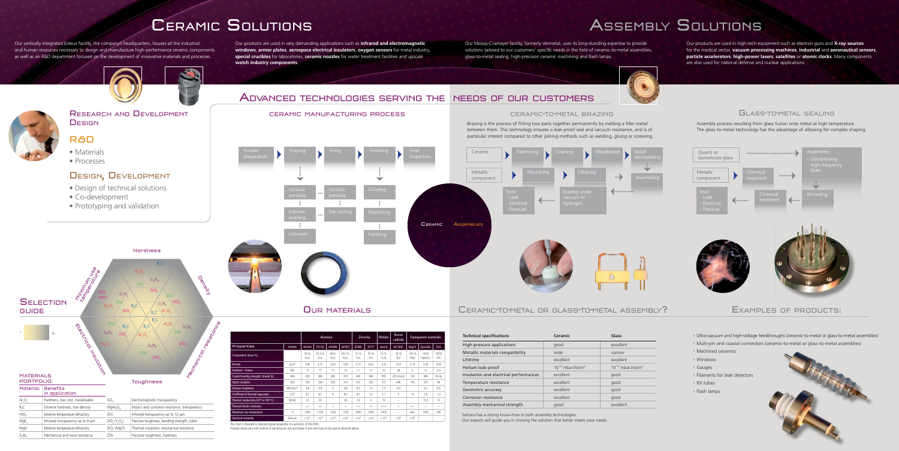# Ceramic Solutions

Our vertically integrated Evreux facility, the company's headquarters, houses all the industrial and human resources necessary to design and manufacture high-performance ceramic components as well as an R&D department focused on the development of innovative materials and processes.

Our products are used in very demanding applications such as **infrared and electromagnetic windows**, **armor plates**, **aerospace electrical insulators**, **oxygen sensors** for metal industry, **special crucibles** for laboratories, **ceramic nozzles** for water treatment facilities and upscale **watch industry components**.

# Assembly Solutions

Our Moissy-Cramayel facility, formerly Vermetal, uses its long-standing expertise to provide solutions tailored to our customers' specific needs in the field of ceramic-to-metal assemblies, glass-to-metal sealing, high-precision ceramic machining and flash lamps.

Our products are used in high-tech equipment such as electron guns and **X-ray sources** for the medical sector, **vacuum processing machines**, **industrial** and **aeronautical sensors**, **particle accelerators**, **high-power lasers**, **satellites** or **atomic clocks**. Many components are also used for national defense and nuclear applications.

## Research and Development Design

### R&D

- Materials
- Processes

### Design, Development

- Design of technical solutions
- Co-development
- Prototyping and validation

## Advanced technologies serving the needs of our customers

### Ceramic manufacturing process

Powder preparation → Shaping → Firing → Finishing → Final inspection

- Shaping: Uniaxial pressing, Isostatic pressing, Injection molding, Slip casting, Extrusion
- Finishing: Grinding, Machining, Polishing

### Ceramic-to-metal brazing

Brazing is the process of fitting two parts together permanently by melting a filler metal between them. This technology ensures a leak-proof seal and vacuum resistance, and is of particular interest compared to other joining methods such as welding, gluing or screwing.

- Ceramic → Machining → Cleaning → Metallization → Nickel electroplating
- Metallic component → Machining → Cleaning → Assembling
- Brazing under vacuum or hydrogen → Tests: Leak, Electrical, Pressure

Ceramic — Assemblies

### Glass-to-metal sealing

Assembly process resulting from glass fusion onto metal at high temperature. The glass-to-metal technology has the advantage of allowing for complex shaping.

- Quartz or borosilicate glass → Assemblies: Glassblowing, High-frequency, Oven
- Metallic component → Chemical treatment
- Annealing → Chemical treatment → Tests: Leak, Electrical, Pressure

## Selection guide

Hardness / Density / Mechanical resistance / Toughness / Electrical insulation / Maximum use temperature

## Materials portfolio:

| Material | Benefits in application | Material | Benefits in application |
|---|---|---|---|
| $Al_2O_3$ | Hardness, low cost, metallizable | $SiO_2$ | Electromagnetic transparency |
| $B_4C$ | Extreme hardness, low density | $MgAl_2O_4$ | Impact and corrosion resistance, transparency |
| $HfO_2$ | Extreme temperature refractory | ZnS | Infrared transparency up to 12 µm |
| $MgF_2$ | Infrared transparency up to 8 µm | $ZrO_2$ ($Y_2O_3$) | Fracture toughness, bending strength, colors |
| MgO | Extreme temperature refractory | $ZrO_2$ (MgO) | Thermal insulation, mechanical resistance |
| $Si_3N_4$ | Mechanical and wear resistance | ZTA | Fracture toughness, hardness |

## Our materials

| | | Alumina | | | | Zirconia | | Nitrides | Boron carbide | Transparent materials | | |
|---|---|---|---|---|---|---|---|---|---|---|---|---|
| Properties | Unités | AF950 | F3150 | AF980 | AF997 | ZFME | ZFYT | Kersil | HP-B4C | MgF2 | Spinelle | ZnS |
| Composition (mass %) | | 95 % $Al_2O_3$ | 97,6 % $Al_2O_3$ | 98 % $Al_2O_3$ | 99,7 % $Al_2O_3$ | 97 % $ZrO_2$ | 95 % $ZrO_2$ | 91 % $Si_3N_4$ | 95 % $B_4C$ | 100 % $MgF_2$ | 100% $MgAl_2O_4$ | 100% ZnS |
| Density | g/cm³ | 3,68 | 3,75 | 3,80 | 3,89 | 5,75 | 6,00 | 3,20 | 2,50 | 3,18 | 3,58 | 4,09 |
| Hardness - Vickers | GPa | 11 | 15 | 15 | 18 | 11 | 13 | 16 | 28 | 6 | 13 | 2,9 |
| 3-point bending strength / biaxial (b) | MPa | 250 | 280 | 280 | 310 | 600 | 900 | 800 | 425 (4 pts) | 130 | 300 | 95 (b) |
| Elastic modulus | GPa | 250 | 300 | 300 | 370 | 210 | 220 | 315 | 440 | 140 | 270 | 80 |
| Fracture toughness | MPa.(m)$^{1/2}$ | 3,8 | 3,8 | 4 | 4,8 | 8,5 | 10 | 7,5 | 3-4 | | 2,2 | 0,6 |
| Coefficient of thermal expansion | x10⁻⁶ | 8,5 | 8,5 | 8 | 8,5 | 9,5 | 10 | 3,1 | 5 | 10 | 7,6 | 7,3 |
| Thermal conductivity (20° to 100 °C) | W/mK | 22 | 30 | | 28 | 1,9 | 3 | 19 | – | | 15,3 | 12 |
| Thermal shocks resistance | | ++ | ++ | + | + | +++ | ++ | +++ | + | ++ | + | + |
| Maximum use temperature | °C | 1500 | 1700 | 1500 | 1700 | 2000 | 1000 | 1400 | – | 600 | 1500 | 200 |
| Electrical resistivity | Ohm.cm | >10¹⁴ | >10¹⁴ | >10¹⁴ | >10¹⁴ | >10⁶ | >10⁶ | >10¹⁴ | >10⁶ | >10⁷ | | |

This chart is intended to illustrate typical properties of a selection of SOLCERA.
Property values vary with method of manufacture, size and shape of part and may not be used as absolute values.

## Ceramic-to-metal or glass-to-metal assembly?

| Technical specifications | Ceramic | Glass |
|---|---|---|
| High-pressure applications | good | excellent |
| Metallic materials compatibility | wide | narrow |
| Lifetime | excellent | excellent |
| Helium leak-proof | $10^{-10}$ mbar.l/s/cm² | $10^{-10}$ mbar.l/s/cm² |
| Insulation and electrical performances | excellent | good |
| Temperature resistance | excellent | good |
| Geometric accuracy | excellent | good |
| Corrosion resistance | excellent | good |
| Assembly mechanical strength | good | excellent |

Solcera has a strong know-how in both assembly technologies.
Our experts will guide you in chosing the solution that better meets your needs.

## Examples of products:

- Ultra-vacuum and high-voltage feedthroughs (ceramic-to-metal or glass-to-metal assemblies)
- Multi-pin and coaxial connectors (ceramic-to-metal or glass-to-metal assemblies)
- Machined ceramics
- Windows
- Gauges
- Filaments for leak detectors
- RX tubes
- Flash lamps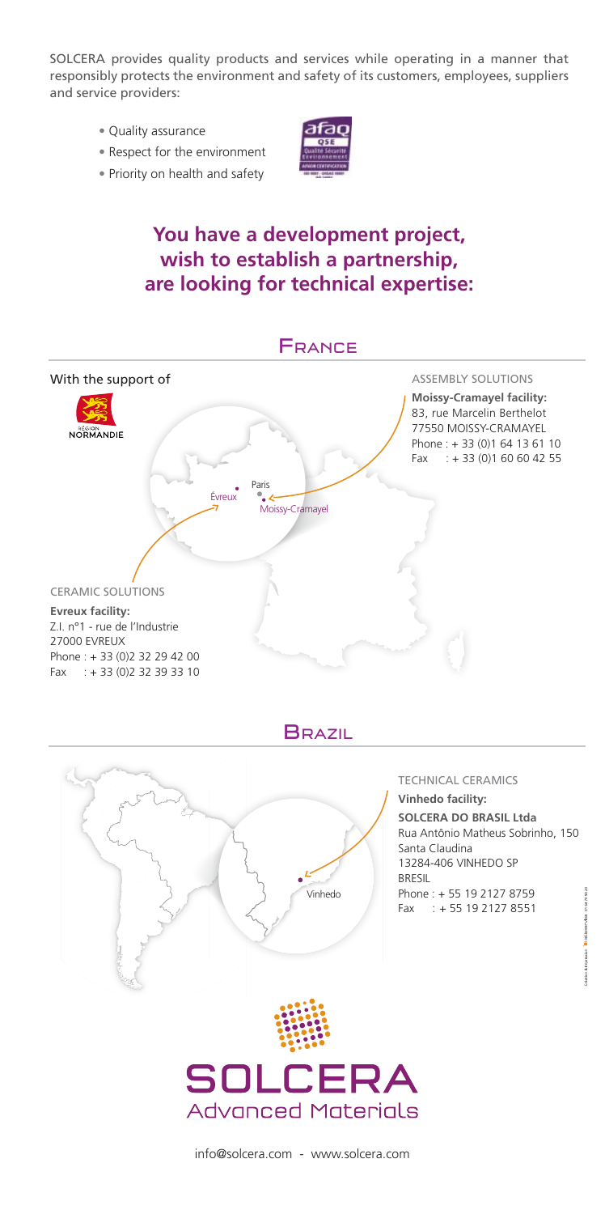SOLCERA provides quality products and services while operating in a manner that responsibly protects the environment and safety of its customers, employees, suppliers and service providers:

- Quality assurance
- Respect for the environment
- Priority on health and safety

## You have a development project, wish to establish a partnership, are looking for technical expertise:

## France

With the support of

RÉGION NORMANDIE

ASSEMBLY SOLUTIONS

**Moissy-Cramayel facility:**
83, rue Marcelin Berthelot
77550 MOISSY-CRAMAYEL
Phone : + 33 (0)1 64 13 61 10
Fax : + 33 (0)1 60 60 42 55

Paris
Évreux
Moissy-Cramayel

CERAMIC SOLUTIONS

**Evreux facility:**
Z.I. n°1 - rue de l'Industrie
27000 EVREUX
Phone : + 33 (0)2 32 29 42 00
Fax : + 33 (0)2 32 39 33 10

## Brazil

Vinhedo

TECHNICAL CERAMICS

**Vinhedo facility:**
**SOLCERA DO BRASIL Ltda**
Rua Antônio Matheus Sobrinho, 150
Santa Claudina
13284-406 VINHEDO SP
BRESIL
Phone : + 55 19 2127 8759
Fax : + 55 19 2127 8551

SOLCERA
Advanced Materials

info@solcera.com - www.solcera.com